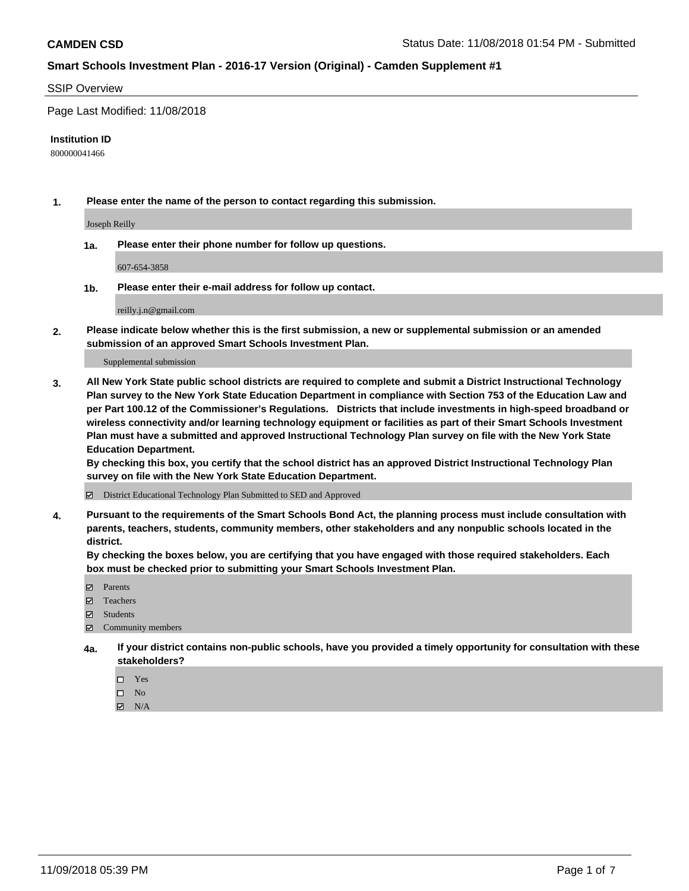# CAMDEN CSD

Status Date: 11/08/2018 01:54 PM - Submitted

## Smart Schools Investment Plan - 2016-17 Version (Original) - Camden Supplement #1

### SSIP Overview

Page Last Modified: 11/08/2018

**Institution ID**

800000041466

**1. Please enter the name of the person to contact regarding this submission.**

Joseph Reilly

**1a. Please enter their phone number for follow up questions.**

607-654-3858

**1b. Please enter their e-mail address for follow up contact.**

reilly.j.n@gmail.com

**2. Please indicate below whether this is the first submission, a new or supplemental submission or an amended submission of an approved Smart Schools Investment Plan.**

Supplemental submission

**3. All New York State public school districts are required to complete and submit a District Instructional Technology Plan survey to the New York State Education Department in compliance with Section 753 of the Education Law and per Part 100.12 of the Commissioner's Regulations. Districts that include investments in high-speed broadband or wireless connectivity and/or learning technology equipment or facilities as part of their Smart Schools Investment Plan must have a submitted and approved Instructional Technology Plan survey on file with the New York State Education Department.**
**By checking this box, you certify that the school district has an approved District Instructional Technology Plan survey on file with the New York State Education Department.**

☑ District Educational Technology Plan Submitted to SED and Approved

**4. Pursuant to the requirements of the Smart Schools Bond Act, the planning process must include consultation with parents, teachers, students, community members, other stakeholders and any nonpublic schools located in the district.**
**By checking the boxes below, you are certifying that you have engaged with those required stakeholders. Each box must be checked prior to submitting your Smart Schools Investment Plan.**

☑ Parents
☑ Teachers
☑ Students
☑ Community members

**4a. If your district contains non-public schools, have you provided a timely opportunity for consultation with these stakeholders?**

☐ Yes
☐ No
☑ N/A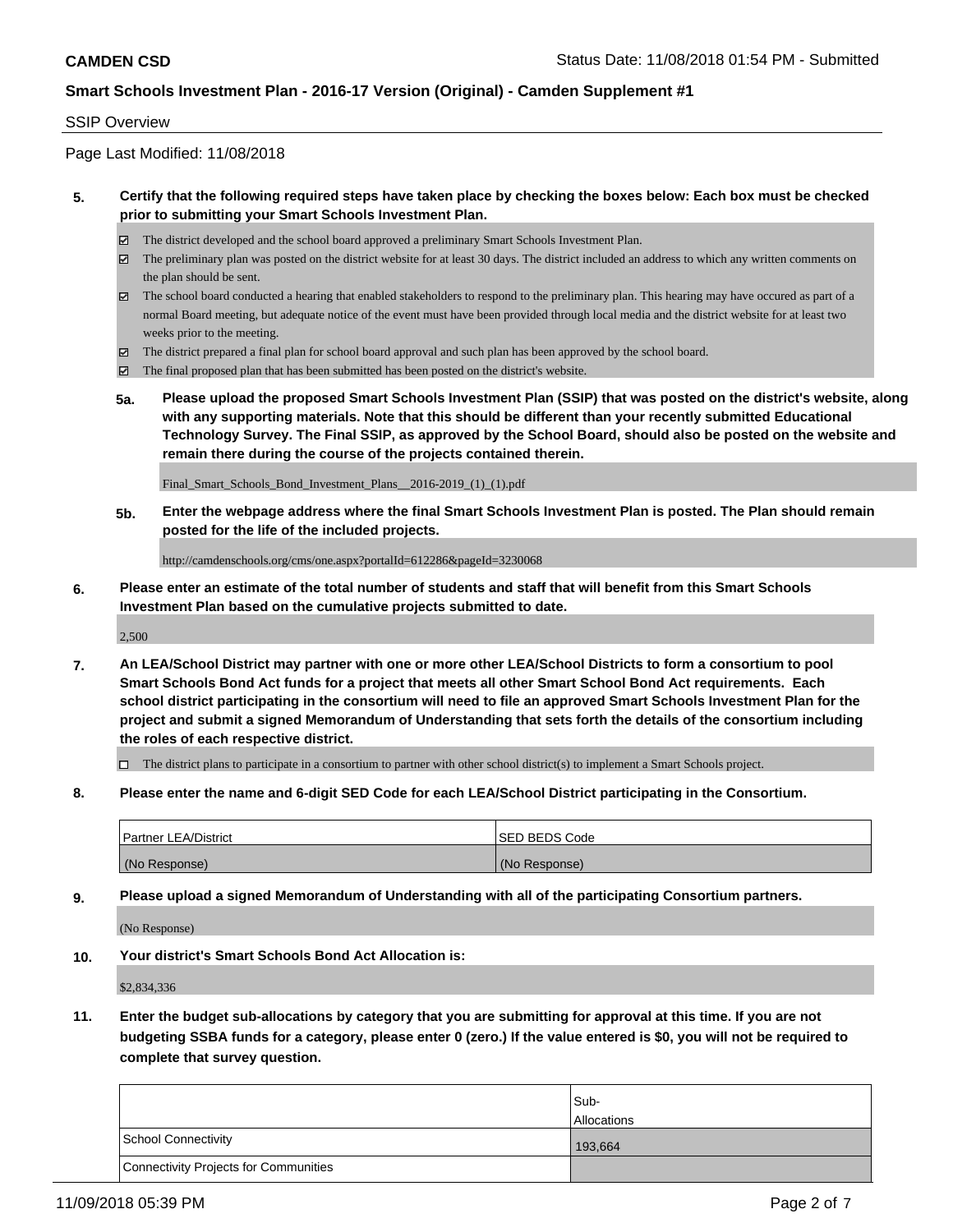SSIP Overview

Page Last Modified: 11/08/2018

**5. Certify that the following required steps have taken place by checking the boxes below: Each box must be checked prior to submitting your Smart Schools Investment Plan.**

- ☑ The district developed and the school board approved a preliminary Smart Schools Investment Plan.
- ☑ The preliminary plan was posted on the district website for at least 30 days. The district included an address to which any written comments on the plan should be sent.
- ☑ The school board conducted a hearing that enabled stakeholders to respond to the preliminary plan. This hearing may have occured as part of a normal Board meeting, but adequate notice of the event must have been provided through local media and the district website for at least two weeks prior to the meeting.
- ☑ The district prepared a final plan for school board approval and such plan has been approved by the school board.
- ☑ The final proposed plan that has been submitted has been posted on the district's website.

**5a. Please upload the proposed Smart Schools Investment Plan (SSIP) that was posted on the district's website, along with any supporting materials. Note that this should be different than your recently submitted Educational Technology Survey. The Final SSIP, as approved by the School Board, should also be posted on the website and remain there during the course of the projects contained therein.**

Final_Smart_Schools_Bond_Investment_Plans__2016-2019_(1)_(1).pdf

**5b. Enter the webpage address where the final Smart Schools Investment Plan is posted. The Plan should remain posted for the life of the included projects.**

http://camdenschools.org/cms/one.aspx?portalId=612286&pageId=3230068

**6. Please enter an estimate of the total number of students and staff that will benefit from this Smart Schools Investment Plan based on the cumulative projects submitted to date.**

2,500

**7. An LEA/School District may partner with one or more other LEA/School Districts to form a consortium to pool Smart Schools Bond Act funds for a project that meets all other Smart School Bond Act requirements. Each school district participating in the consortium will need to file an approved Smart Schools Investment Plan for the project and submit a signed Memorandum of Understanding that sets forth the details of the consortium including the roles of each respective district.**

- ☐ The district plans to participate in a consortium to partner with other school district(s) to implement a Smart Schools project.

**8. Please enter the name and 6-digit SED Code for each LEA/School District participating in the Consortium.**

| Partner LEA/District | SED BEDS Code |
|---|---|
| (No Response) | (No Response) |

**9. Please upload a signed Memorandum of Understanding with all of the participating Consortium partners.**

(No Response)

**10. Your district's Smart Schools Bond Act Allocation is:**

$2,834,336

**11. Enter the budget sub-allocations by category that you are submitting for approval at this time. If you are not budgeting SSBA funds for a category, please enter 0 (zero.) If the value entered is $0, you will not be required to complete that survey question.**

| | Sub-Allocations |
|---|---|
| School Connectivity | 193,664 |
| Connectivity Projects for Communities | |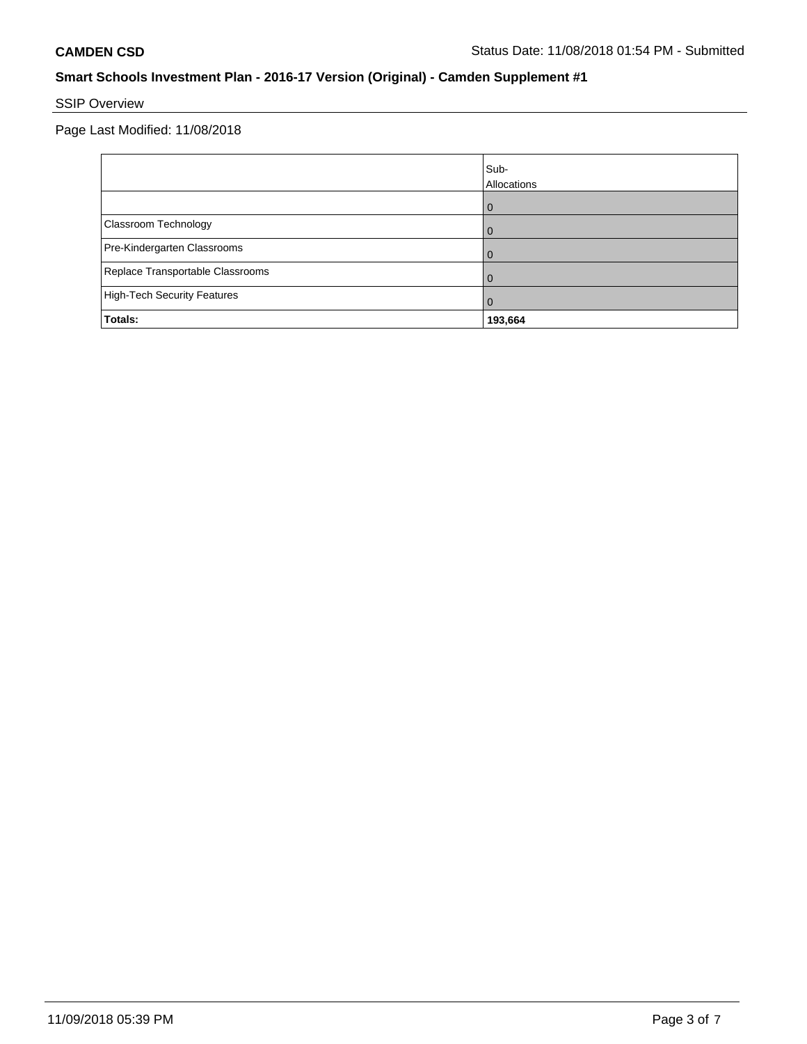**CAMDEN CSD** Status Date: 11/08/2018 01:54 PM - Submitted

**Smart Schools Investment Plan - 2016-17 Version (Original) - Camden Supplement #1**

SSIP Overview

Page Last Modified: 11/08/2018

| | Sub-Allocations |
|---|---|
| | 0 |
| Classroom Technology | 0 |
| Pre-Kindergarten Classrooms | 0 |
| Replace Transportable Classrooms | 0 |
| High-Tech Security Features | 0 |
| **Totals:** | **193,664** |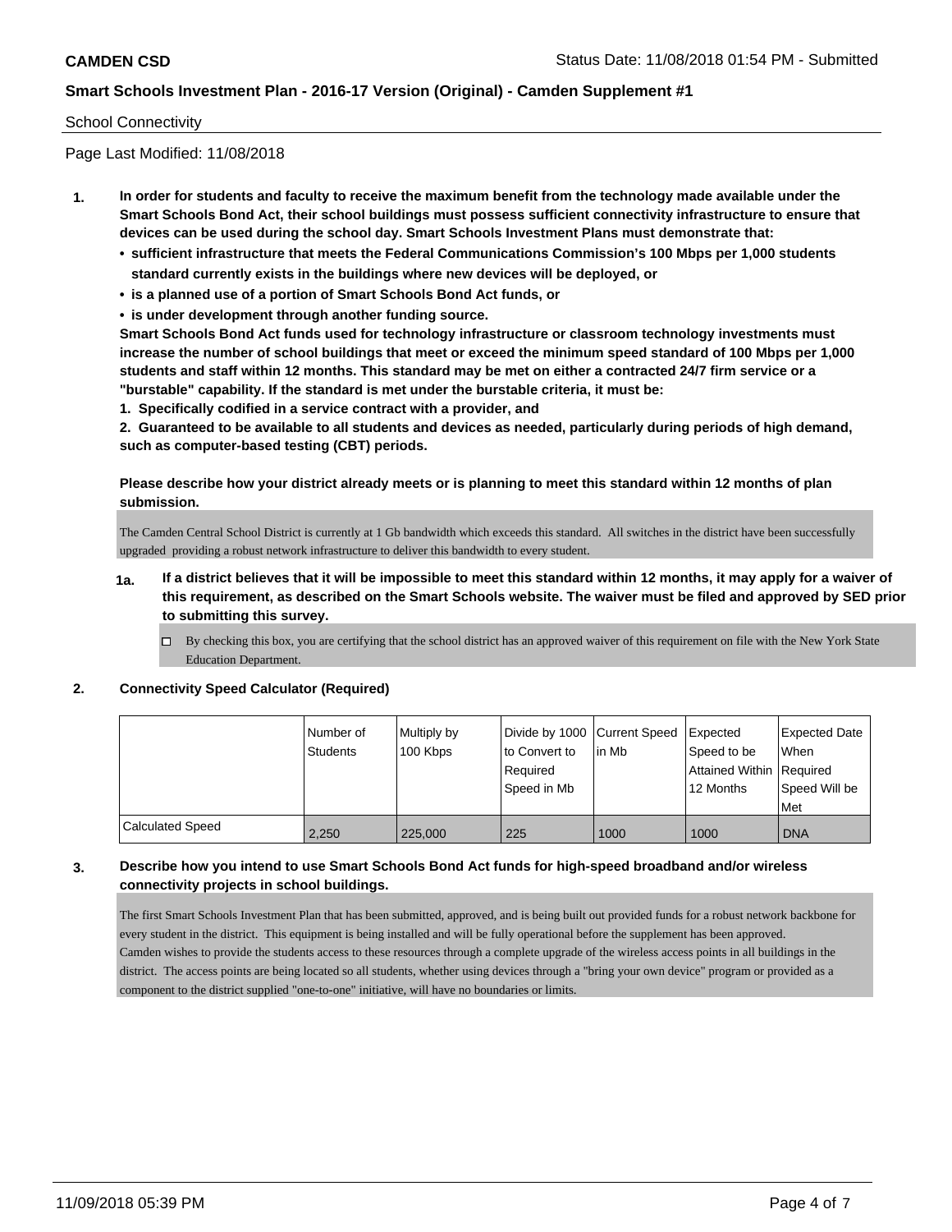School Connectivity

Page Last Modified: 11/08/2018

**1. In order for students and faculty to receive the maximum benefit from the technology made available under the Smart Schools Bond Act, their school buildings must possess sufficient connectivity infrastructure to ensure that devices can be used during the school day. Smart Schools Investment Plans must demonstrate that:**

- **sufficient infrastructure that meets the Federal Communications Commission's 100 Mbps per 1,000 students standard currently exists in the buildings where new devices will be deployed, or**
- **is a planned use of a portion of Smart Schools Bond Act funds, or**
- **is under development through another funding source.**

**Smart Schools Bond Act funds used for technology infrastructure or classroom technology investments must increase the number of school buildings that meet or exceed the minimum speed standard of 100 Mbps per 1,000 students and staff within 12 months. This standard may be met on either a contracted 24/7 firm service or a "burstable" capability. If the standard is met under the burstable criteria, it must be:**

**1. Specifically codified in a service contract with a provider, and**

**2. Guaranteed to be available to all students and devices as needed, particularly during periods of high demand, such as computer-based testing (CBT) periods.**

**Please describe how your district already meets or is planning to meet this standard within 12 months of plan submission.**

The Camden Central School District is currently at 1 Gb bandwidth which exceeds this standard. All switches in the district have been successfully upgraded providing a robust network infrastructure to deliver this bandwidth to every student.

**1a. If a district believes that it will be impossible to meet this standard within 12 months, it may apply for a waiver of this requirement, as described on the Smart Schools website. The waiver must be filed and approved by SED prior to submitting this survey.**

☐ By checking this box, you are certifying that the school district has an approved waiver of this requirement on file with the New York State Education Department.

**2. Connectivity Speed Calculator (Required)**

| | Number of Students | Multiply by 100 Kbps | Divide by 1000 to Convert to Required Speed in Mb | Current Speed in Mb | Expected Speed to be Attained Within 12 Months | Expected Date When Required Speed Will be Met |
|---|---|---|---|---|---|---|
| Calculated Speed | 2,250 | 225,000 | 225 | 1000 | 1000 | DNA |

**3. Describe how you intend to use Smart Schools Bond Act funds for high-speed broadband and/or wireless connectivity projects in school buildings.**

The first Smart Schools Investment Plan that has been submitted, approved, and is being built out provided funds for a robust network backbone for every student in the district. This equipment is being installed and will be fully operational before the supplement has been approved.
Camden wishes to provide the students access to these resources through a complete upgrade of the wireless access points in all buildings in the district. The access points are being located so all students, whether using devices through a "bring your own device" program or provided as a component to the district supplied "one-to-one" initiative, will have no boundaries or limits.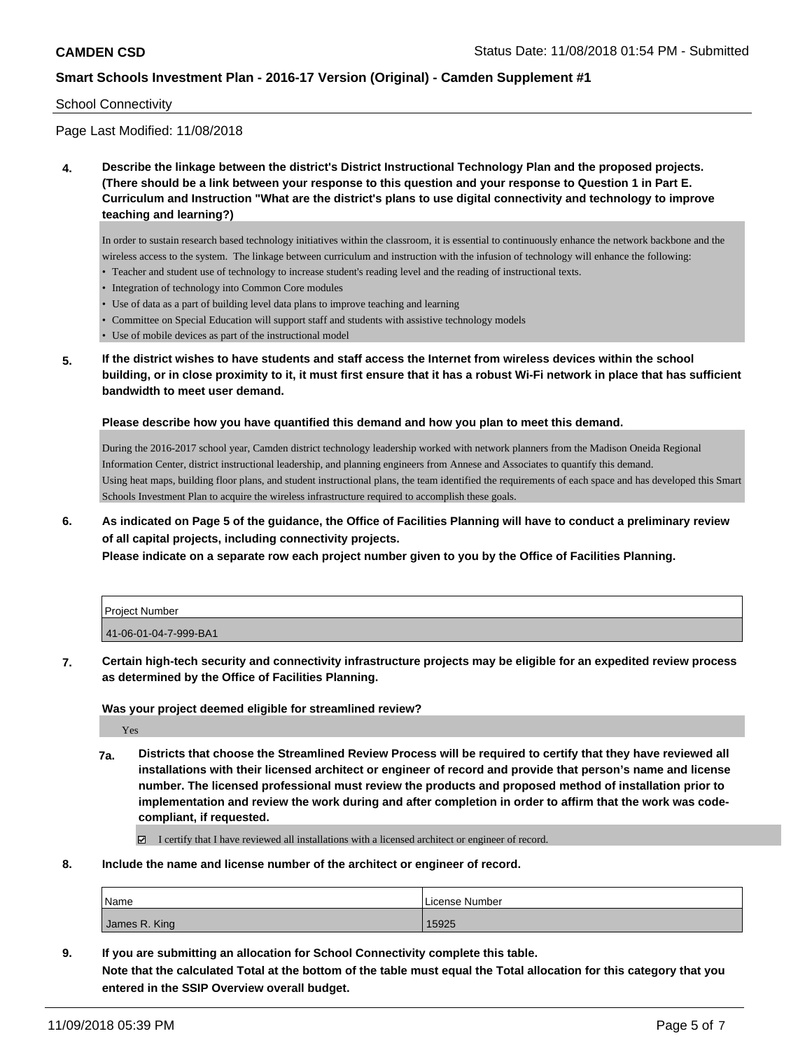School Connectivity

Page Last Modified: 11/08/2018

**4. Describe the linkage between the district's District Instructional Technology Plan and the proposed projects. (There should be a link between your response to this question and your response to Question 1 in Part E. Curriculum and Instruction "What are the district's plans to use digital connectivity and technology to improve teaching and learning?)**

In order to sustain research based technology initiatives within the classroom, it is essential to continuously enhance the network backbone and the wireless access to the system. The linkage between curriculum and instruction with the infusion of technology will enhance the following:

- Teacher and student use of technology to increase student's reading level and the reading of instructional texts.
- Integration of technology into Common Core modules
- Use of data as a part of building level data plans to improve teaching and learning
- Committee on Special Education will support staff and students with assistive technology models
- Use of mobile devices as part of the instructional model

**5. If the district wishes to have students and staff access the Internet from wireless devices within the school building, or in close proximity to it, it must first ensure that it has a robust Wi-Fi network in place that has sufficient bandwidth to meet user demand.**

**Please describe how you have quantified this demand and how you plan to meet this demand.**

During the 2016-2017 school year, Camden district technology leadership worked with network planners from the Madison Oneida Regional Information Center, district instructional leadership, and planning engineers from Annese and Associates to quantify this demand.
Using heat maps, building floor plans, and student instructional plans, the team identified the requirements of each space and has developed this Smart Schools Investment Plan to acquire the wireless infrastructure required to accomplish these goals.

**6. As indicated on Page 5 of the guidance, the Office of Facilities Planning will have to conduct a preliminary review of all capital projects, including connectivity projects.**
**Please indicate on a separate row each project number given to you by the Office of Facilities Planning.**

| Project Number |
| --- |
| 41-06-01-04-7-999-BA1 |

**7. Certain high-tech security and connectivity infrastructure projects may be eligible for an expedited review process as determined by the Office of Facilities Planning.**

**Was your project deemed eligible for streamlined review?**

Yes

**7a. Districts that choose the Streamlined Review Process will be required to certify that they have reviewed all installations with their licensed architect or engineer of record and provide that person's name and license number. The licensed professional must review the products and proposed method of installation prior to implementation and review the work during and after completion in order to affirm that the work was code-compliant, if requested.**

☑ I certify that I have reviewed all installations with a licensed architect or engineer of record.

**8. Include the name and license number of the architect or engineer of record.**

| Name | License Number |
| --- | --- |
| James R. King | 15925 |

**9. If you are submitting an allocation for School Connectivity complete this table.**
**Note that the calculated Total at the bottom of the table must equal the Total allocation for this category that you entered in the SSIP Overview overall budget.**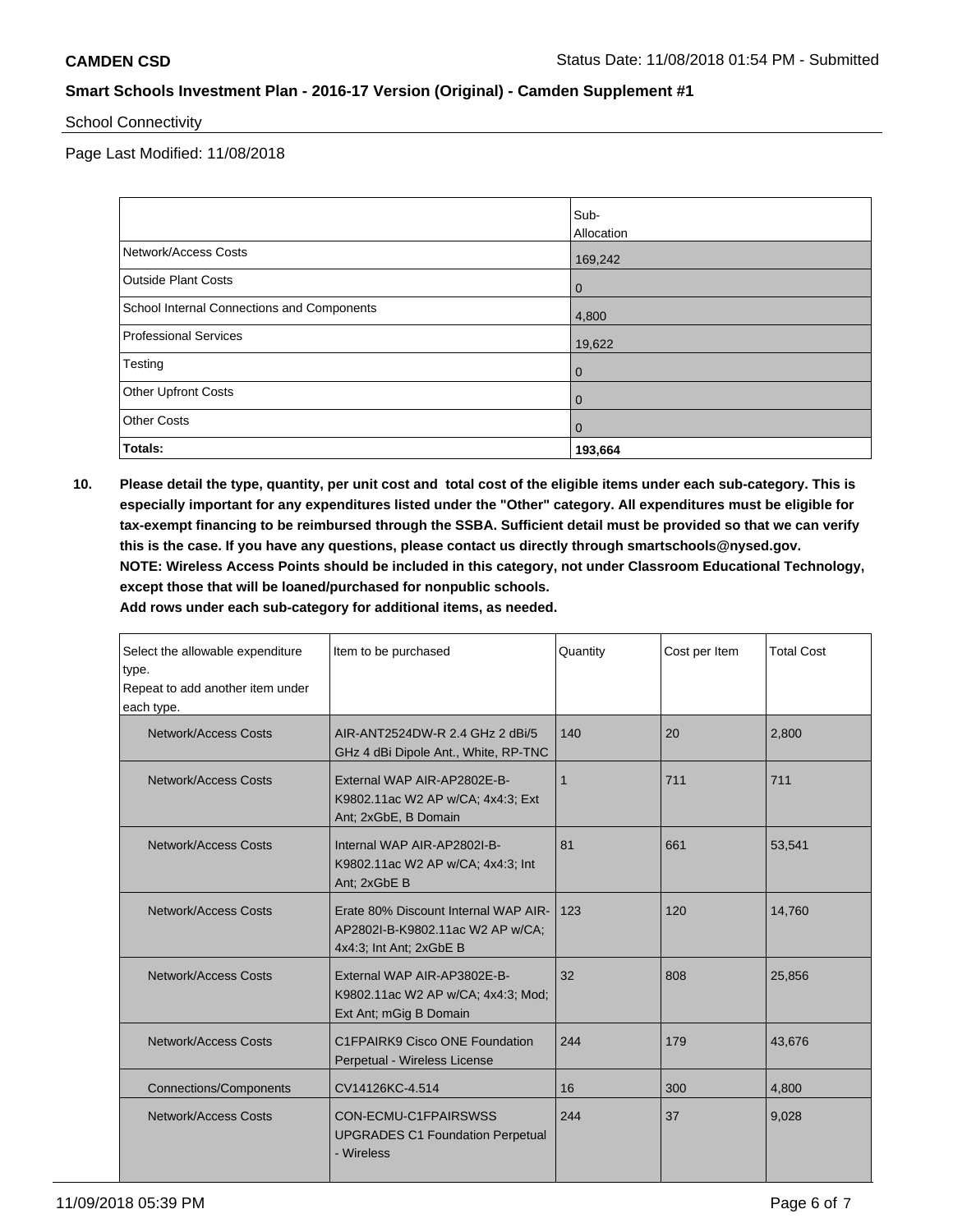**CAMDEN CSD** Status Date: 11/08/2018 01:54 PM - Submitted

**Smart Schools Investment Plan - 2016-17 Version (Original) - Camden Supplement #1**

School Connectivity

Page Last Modified: 11/08/2018

| | Sub-Allocation |
|---|---|
| Network/Access Costs | 169,242 |
| Outside Plant Costs | 0 |
| School Internal Connections and Components | 4,800 |
| Professional Services | 19,622 |
| Testing | 0 |
| Other Upfront Costs | 0 |
| Other Costs | 0 |
| **Totals:** | **193,664** |

**10. Please detail the type, quantity, per unit cost and total cost of the eligible items under each sub-category. This is especially important for any expenditures listed under the "Other" category. All expenditures must be eligible for tax-exempt financing to be reimbursed through the SSBA. Sufficient detail must be provided so that we can verify this is the case. If you have any questions, please contact us directly through smartschools@nysed.gov.**
**NOTE: Wireless Access Points should be included in this category, not under Classroom Educational Technology, except those that will be loaned/purchased for nonpublic schools.**
**Add rows under each sub-category for additional items, as needed.**

| Select the allowable expenditure type. Repeat to add another item under each type. | Item to be purchased | Quantity | Cost per Item | Total Cost |
|---|---|---|---|---|
| Network/Access Costs | AIR-ANT2524DW-R 2.4 GHz 2 dBi/5 GHz 4 dBi Dipole Ant., White, RP-TNC | 140 | 20 | 2,800 |
| Network/Access Costs | External WAP AIR-AP2802E-B-K9802.11ac W2 AP w/CA; 4x4:3; Ext Ant; 2xGbE, B Domain | 1 | 711 | 711 |
| Network/Access Costs | Internal WAP AIR-AP2802I-B-K9802.11ac W2 AP w/CA; 4x4:3; Int Ant; 2xGbE B | 81 | 661 | 53,541 |
| Network/Access Costs | Erate 80% Discount Internal WAP AIR-AP2802I-B-K9802.11ac W2 AP w/CA; 4x4:3; Int Ant; 2xGbE B | 123 | 120 | 14,760 |
| Network/Access Costs | External WAP AIR-AP3802E-B-K9802.11ac W2 AP w/CA; 4x4:3; Mod; Ext Ant; mGig B Domain | 32 | 808 | 25,856 |
| Network/Access Costs | C1FPAIRK9 Cisco ONE Foundation Perpetual - Wireless License | 244 | 179 | 43,676 |
| Connections/Components | CV14126KC-4.514 | 16 | 300 | 4,800 |
| Network/Access Costs | CON-ECMU-C1FPAIRSWSS UPGRADES C1 Foundation Perpetual - Wireless | 244 | 37 | 9,028 |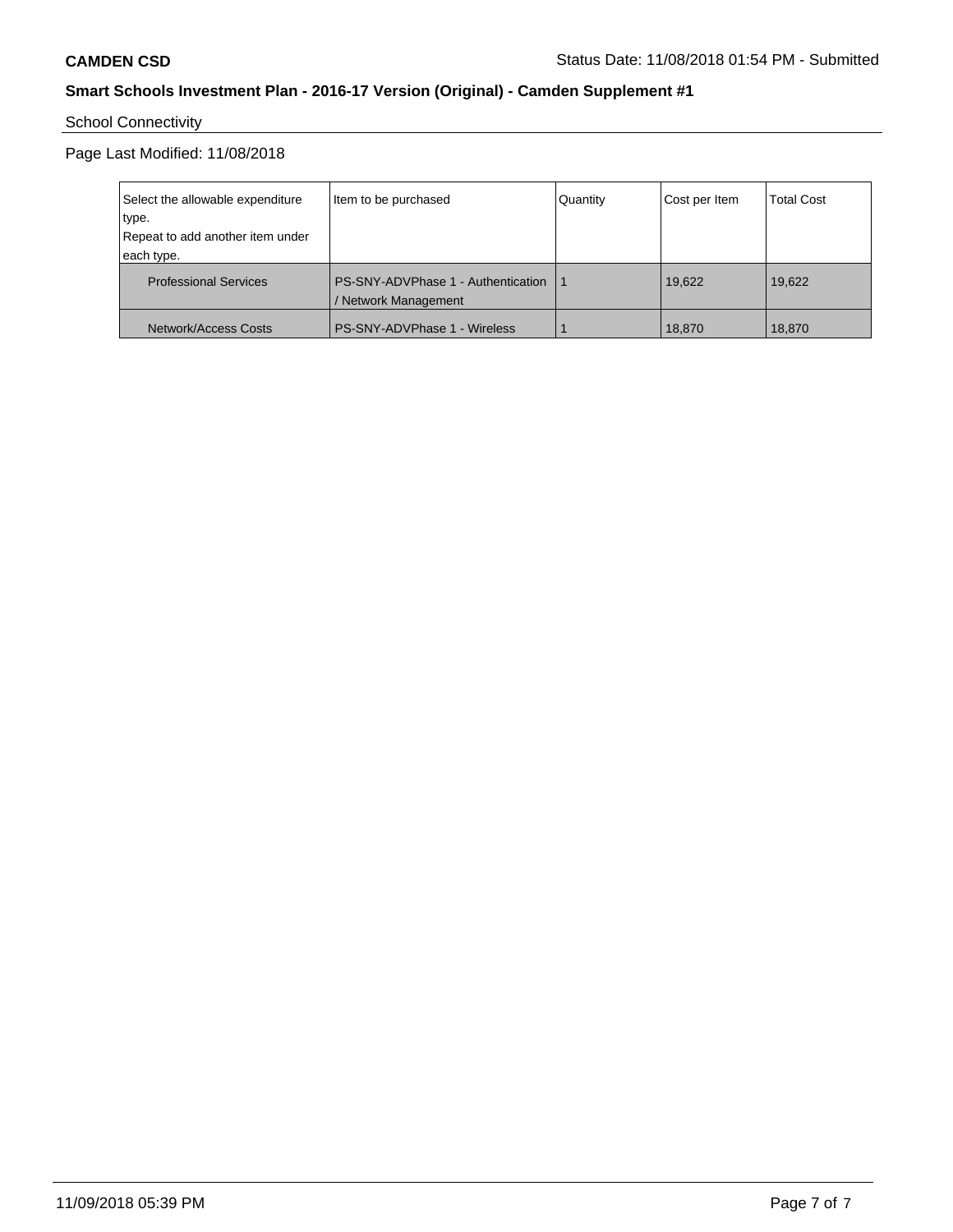**CAMDEN CSD**

Status Date: 11/08/2018 01:54 PM - Submitted

**Smart Schools Investment Plan - 2016-17 Version (Original) - Camden Supplement #1**

School Connectivity

Page Last Modified: 11/08/2018

| Select the allowable expenditure type. Repeat to add another item under each type. | Item to be purchased | Quantity | Cost per Item | Total Cost |
|---|---|---|---|---|
| Professional Services | PS-SNY-ADVPhase 1 - Authentication / Network Management | 1 | 19,622 | 19,622 |
| Network/Access Costs | PS-SNY-ADVPhase 1 - Wireless | 1 | 18,870 | 18,870 |